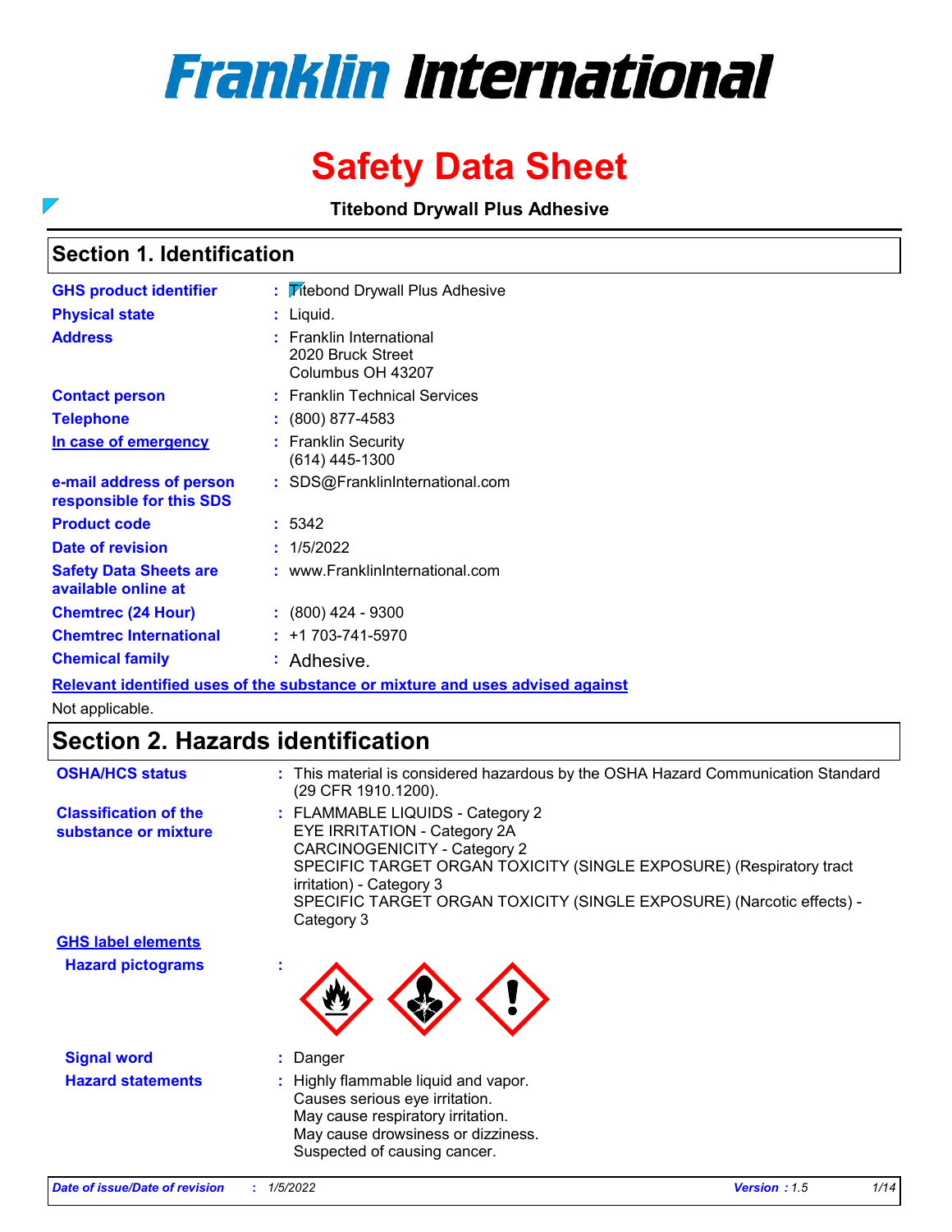# Franklin International

# Safety Data Sheet

**Titebond Drywall Plus Adhesive**

## Section 1. Identification

**GHS product identifier** : Titebond Drywall Plus Adhesive

**Physical state** : Liquid.

**Address** : Franklin International
2020 Bruck Street
Columbus OH 43207

**Contact person** : Franklin Technical Services

**Telephone** : (800) 877-4583

**In case of emergency** : Franklin Security
(614) 445-1300

**e-mail address of person responsible for this SDS** : SDS@FranklinInternational.com

**Product code** : 5342

**Date of revision** : 1/5/2022

**Safety Data Sheets are available online at** : www.FranklinInternational.com

**Chemtrec (24 Hour)** : (800) 424 - 9300

**Chemtrec International** : +1 703-741-5970

**Chemical family** : Adhesive.

**Relevant identified uses of the substance or mixture and uses advised against**

Not applicable.

## Section 2. Hazards identification

**OSHA/HCS status** : This material is considered hazardous by the OSHA Hazard Communication Standard (29 CFR 1910.1200).

**Classification of the substance or mixture** : FLAMMABLE LIQUIDS - Category 2
EYE IRRITATION - Category 2A
CARCINOGENICITY - Category 2
SPECIFIC TARGET ORGAN TOXICITY (SINGLE EXPOSURE) (Respiratory tract irritation) - Category 3
SPECIFIC TARGET ORGAN TOXICITY (SINGLE EXPOSURE) (Narcotic effects) - Category 3

**GHS label elements**

**Hazard pictograms** :

**Signal word** : Danger

**Hazard statements** : Highly flammable liquid and vapor.
Causes serious eye irritation.
May cause respiratory irritation.
May cause drowsiness or dizziness.
Suspected of causing cancer.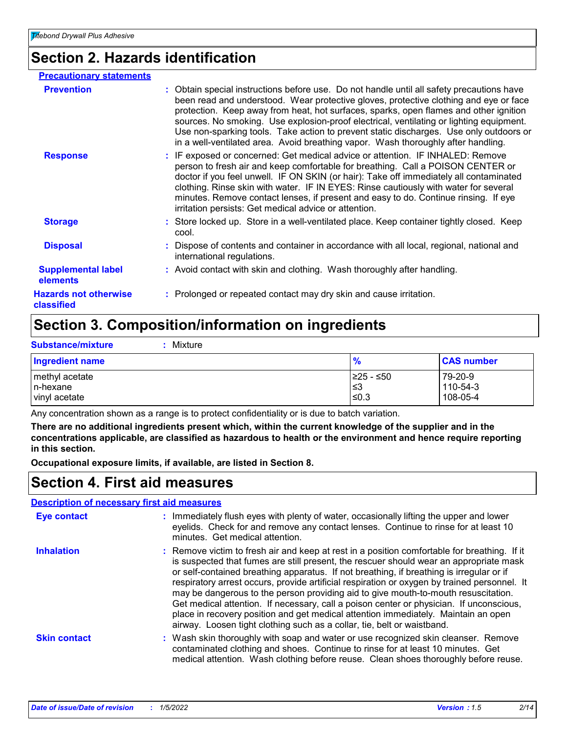# Section 2. Hazards identification

**Precautionary statements**

**Prevention** : Obtain special instructions before use. Do not handle until all safety precautions have been read and understood. Wear protective gloves, protective clothing and eye or face protection. Keep away from heat, hot surfaces, sparks, open flames and other ignition sources. No smoking. Use explosion-proof electrical, ventilating or lighting equipment. Use non-sparking tools. Take action to prevent static discharges. Use only outdoors or in a well-ventilated area. Avoid breathing vapor. Wash thoroughly after handling.

**Response** : IF exposed or concerned: Get medical advice or attention. IF INHALED: Remove person to fresh air and keep comfortable for breathing. Call a POISON CENTER or doctor if you feel unwell. IF ON SKIN (or hair): Take off immediately all contaminated clothing. Rinse skin with water. IF IN EYES: Rinse cautiously with water for several minutes. Remove contact lenses, if present and easy to do. Continue rinsing. If eye irritation persists: Get medical advice or attention.

**Storage** : Store locked up. Store in a well-ventilated place. Keep container tightly closed. Keep cool.

**Disposal** : Dispose of contents and container in accordance with all local, regional, national and international regulations.

**Supplemental label elements** : Avoid contact with skin and clothing. Wash thoroughly after handling.

**Hazards not otherwise classified** : Prolonged or repeated contact may dry skin and cause irritation.

# Section 3. Composition/information on ingredients

**Substance/mixture** : Mixture

| Ingredient name | % | CAS number |
|---|---|---|
| methyl acetate | ≥25 - ≤50 | 79-20-9 |
| n-hexane | ≤3 | 110-54-3 |
| vinyl acetate | ≤0.3 | 108-05-4 |

Any concentration shown as a range is to protect confidentiality or is due to batch variation.

**There are no additional ingredients present which, within the current knowledge of the supplier and in the concentrations applicable, are classified as hazardous to health or the environment and hence require reporting in this section.**

**Occupational exposure limits, if available, are listed in Section 8.**

# Section 4. First aid measures

**Description of necessary first aid measures**

**Eye contact** : Immediately flush eyes with plenty of water, occasionally lifting the upper and lower eyelids. Check for and remove any contact lenses. Continue to rinse for at least 10 minutes. Get medical attention.

**Inhalation** : Remove victim to fresh air and keep at rest in a position comfortable for breathing. If it is suspected that fumes are still present, the rescuer should wear an appropriate mask or self-contained breathing apparatus. If not breathing, if breathing is irregular or if respiratory arrest occurs, provide artificial respiration or oxygen by trained personnel. It may be dangerous to the person providing aid to give mouth-to-mouth resuscitation. Get medical attention. If necessary, call a poison center or physician. If unconscious, place in recovery position and get medical attention immediately. Maintain an open airway. Loosen tight clothing such as a collar, tie, belt or waistband.

**Skin contact** : Wash skin thoroughly with soap and water or use recognized skin cleanser. Remove contaminated clothing and shoes. Continue to rinse for at least 10 minutes. Get medical attention. Wash clothing before reuse. Clean shoes thoroughly before reuse.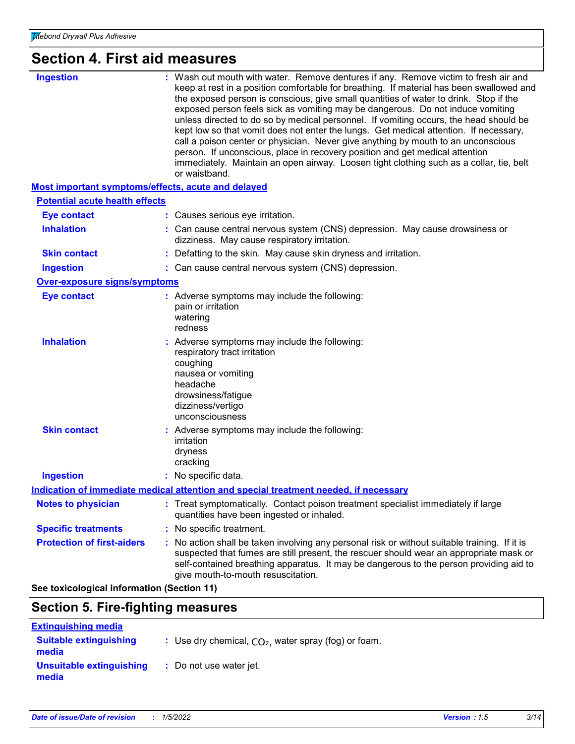## Section 4. First aid measures

| | |
|---|---|
| **Ingestion** | : Wash out mouth with water. Remove dentures if any. Remove victim to fresh air and keep at rest in a position comfortable for breathing. If material has been swallowed and the exposed person is conscious, give small quantities of water to drink. Stop if the exposed person feels sick as vomiting may be dangerous. Do not induce vomiting unless directed to do so by medical personnel. If vomiting occurs, the head should be kept low so that vomit does not enter the lungs. Get medical attention. If necessary, call a poison center or physician. Never give anything by mouth to an unconscious person. If unconscious, place in recovery position and get medical attention immediately. Maintain an open airway. Loosen tight clothing such as a collar, tie, belt or waistband. |

### Most important symptoms/effects, acute and delayed

#### Potential acute health effects

| | |
|---|---|
| **Eye contact** | : Causes serious eye irritation. |
| **Inhalation** | : Can cause central nervous system (CNS) depression. May cause drowsiness or dizziness. May cause respiratory irritation. |
| **Skin contact** | : Defatting to the skin. May cause skin dryness and irritation. |
| **Ingestion** | : Can cause central nervous system (CNS) depression. |

#### Over-exposure signs/symptoms

| | |
|---|---|
| **Eye contact** | : Adverse symptoms may include the following:<br>pain or irritation<br>watering<br>redness |
| **Inhalation** | : Adverse symptoms may include the following:<br>respiratory tract irritation<br>coughing<br>nausea or vomiting<br>headache<br>drowsiness/fatigue<br>dizziness/vertigo<br>unconsciousness |
| **Skin contact** | : Adverse symptoms may include the following:<br>irritation<br>dryness<br>cracking |
| **Ingestion** | : No specific data. |

### Indication of immediate medical attention and special treatment needed, if necessary

| | |
|---|---|
| **Notes to physician** | : Treat symptomatically. Contact poison treatment specialist immediately if large quantities have been ingested or inhaled. |
| **Specific treatments** | : No specific treatment. |
| **Protection of first-aiders** | : No action shall be taken involving any personal risk or without suitable training. If it is suspected that fumes are still present, the rescuer should wear an appropriate mask or self-contained breathing apparatus. It may be dangerous to the person providing aid to give mouth-to-mouth resuscitation. |

**See toxicological information (Section 11)**

## Section 5. Fire-fighting measures

### Extinguishing media

| | |
|---|---|
| **Suitable extinguishing media** | : Use dry chemical, $CO_2$, water spray (fog) or foam. |
| **Unsuitable extinguishing media** | : Do not use water jet. |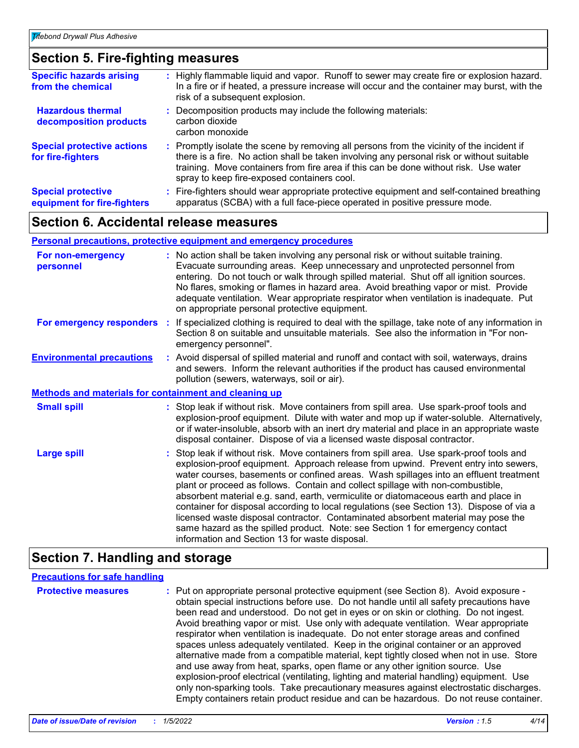## Section 5. Fire-fighting measures

**Specific hazards arising from the chemical** : Highly flammable liquid and vapor. Runoff to sewer may create fire or explosion hazard. In a fire or if heated, a pressure increase will occur and the container may burst, with the risk of a subsequent explosion.

**Hazardous thermal decomposition products** : Decomposition products may include the following materials:
carbon dioxide
carbon monoxide

**Special protective actions for fire-fighters** : Promptly isolate the scene by removing all persons from the vicinity of the incident if there is a fire. No action shall be taken involving any personal risk or without suitable training. Move containers from fire area if this can be done without risk. Use water spray to keep fire-exposed containers cool.

**Special protective equipment for fire-fighters** : Fire-fighters should wear appropriate protective equipment and self-contained breathing apparatus (SCBA) with a full face-piece operated in positive pressure mode.

## Section 6. Accidental release measures

### Personal precautions, protective equipment and emergency procedures

**For non-emergency personnel** : No action shall be taken involving any personal risk or without suitable training. Evacuate surrounding areas. Keep unnecessary and unprotected personnel from entering. Do not touch or walk through spilled material. Shut off all ignition sources. No flares, smoking or flames in hazard area. Avoid breathing vapor or mist. Provide adequate ventilation. Wear appropriate respirator when ventilation is inadequate. Put on appropriate personal protective equipment.

**For emergency responders** : If specialized clothing is required to deal with the spillage, take note of any information in Section 8 on suitable and unsuitable materials. See also the information in "For non-emergency personnel".

**Environmental precautions** : Avoid dispersal of spilled material and runoff and contact with soil, waterways, drains and sewers. Inform the relevant authorities if the product has caused environmental pollution (sewers, waterways, soil or air).

### Methods and materials for containment and cleaning up

**Small spill** : Stop leak if without risk. Move containers from spill area. Use spark-proof tools and explosion-proof equipment. Dilute with water and mop up if water-soluble. Alternatively, or if water-insoluble, absorb with an inert dry material and place in an appropriate waste disposal container. Dispose of via a licensed waste disposal contractor.

**Large spill** : Stop leak if without risk. Move containers from spill area. Use spark-proof tools and explosion-proof equipment. Approach release from upwind. Prevent entry into sewers, water courses, basements or confined areas. Wash spillages into an effluent treatment plant or proceed as follows. Contain and collect spillage with non-combustible, absorbent material e.g. sand, earth, vermiculite or diatomaceous earth and place in container for disposal according to local regulations (see Section 13). Dispose of via a licensed waste disposal contractor. Contaminated absorbent material may pose the same hazard as the spilled product. Note: see Section 1 for emergency contact information and Section 13 for waste disposal.

## Section 7. Handling and storage

### Precautions for safe handling

**Protective measures** : Put on appropriate personal protective equipment (see Section 8). Avoid exposure - obtain special instructions before use. Do not handle until all safety precautions have been read and understood. Do not get in eyes or on skin or clothing. Do not ingest. Avoid breathing vapor or mist. Use only with adequate ventilation. Wear appropriate respirator when ventilation is inadequate. Do not enter storage areas and confined spaces unless adequately ventilated. Keep in the original container or an approved alternative made from a compatible material, kept tightly closed when not in use. Store and use away from heat, sparks, open flame or any other ignition source. Use explosion-proof electrical (ventilating, lighting and material handling) equipment. Use only non-sparking tools. Take precautionary measures against electrostatic discharges. Empty containers retain product residue and can be hazardous. Do not reuse container.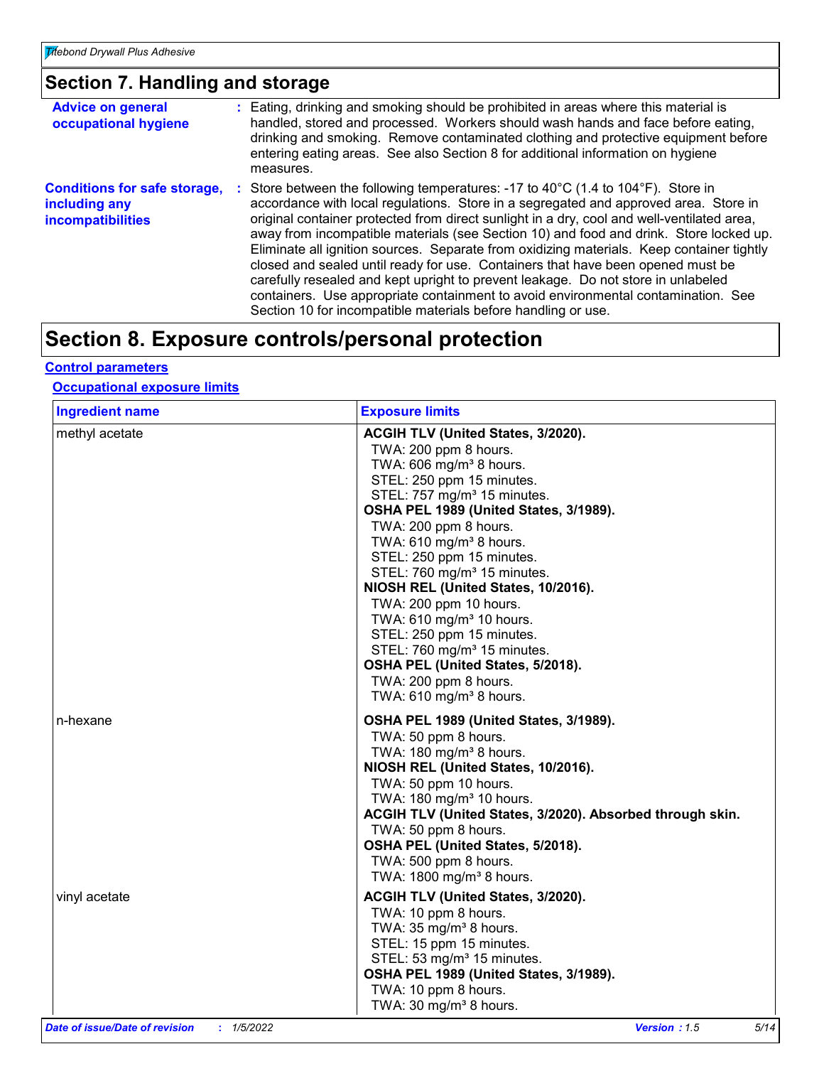## Section 7. Handling and storage

**Advice on general occupational hygiene** : Eating, drinking and smoking should be prohibited in areas where this material is handled, stored and processed. Workers should wash hands and face before eating, drinking and smoking. Remove contaminated clothing and protective equipment before entering eating areas. See also Section 8 for additional information on hygiene measures.

**Conditions for safe storage, including any incompatibilities** : Store between the following temperatures: -17 to 40°C (1.4 to 104°F). Store in accordance with local regulations. Store in a segregated and approved area. Store in original container protected from direct sunlight in a dry, cool and well-ventilated area, away from incompatible materials (see Section 10) and food and drink. Store locked up. Eliminate all ignition sources. Separate from oxidizing materials. Keep container tightly closed and sealed until ready for use. Containers that have been opened must be carefully resealed and kept upright to prevent leakage. Do not store in unlabeled containers. Use appropriate containment to avoid environmental contamination. See Section 10 for incompatible materials before handling or use.

## Section 8. Exposure controls/personal protection

### Control parameters

#### Occupational exposure limits

| Ingredient name | Exposure limits |
|---|---|
| methyl acetate | **ACGIH TLV (United States, 3/2020).**<br>TWA: 200 ppm 8 hours.<br>TWA: 606 mg/m³ 8 hours.<br>STEL: 250 ppm 15 minutes.<br>STEL: 757 mg/m³ 15 minutes.<br>**OSHA PEL 1989 (United States, 3/1989).**<br>TWA: 200 ppm 8 hours.<br>TWA: 610 mg/m³ 8 hours.<br>STEL: 250 ppm 15 minutes.<br>STEL: 760 mg/m³ 15 minutes.<br>**NIOSH REL (United States, 10/2016).**<br>TWA: 200 ppm 10 hours.<br>TWA: 610 mg/m³ 10 hours.<br>STEL: 250 ppm 15 minutes.<br>STEL: 760 mg/m³ 15 minutes.<br>**OSHA PEL (United States, 5/2018).**<br>TWA: 200 ppm 8 hours.<br>TWA: 610 mg/m³ 8 hours. |
| n-hexane | **OSHA PEL 1989 (United States, 3/1989).**<br>TWA: 50 ppm 8 hours.<br>TWA: 180 mg/m³ 8 hours.<br>**NIOSH REL (United States, 10/2016).**<br>TWA: 50 ppm 10 hours.<br>TWA: 180 mg/m³ 10 hours.<br>**ACGIH TLV (United States, 3/2020). Absorbed through skin.**<br>TWA: 50 ppm 8 hours.<br>**OSHA PEL (United States, 5/2018).**<br>TWA: 500 ppm 8 hours.<br>TWA: 1800 mg/m³ 8 hours. |
| vinyl acetate | **ACGIH TLV (United States, 3/2020).**<br>TWA: 10 ppm 8 hours.<br>TWA: 35 mg/m³ 8 hours.<br>STEL: 15 ppm 15 minutes.<br>STEL: 53 mg/m³ 15 minutes.<br>**OSHA PEL 1989 (United States, 3/1989).**<br>TWA: 10 ppm 8 hours.<br>TWA: 30 mg/m³ 8 hours. |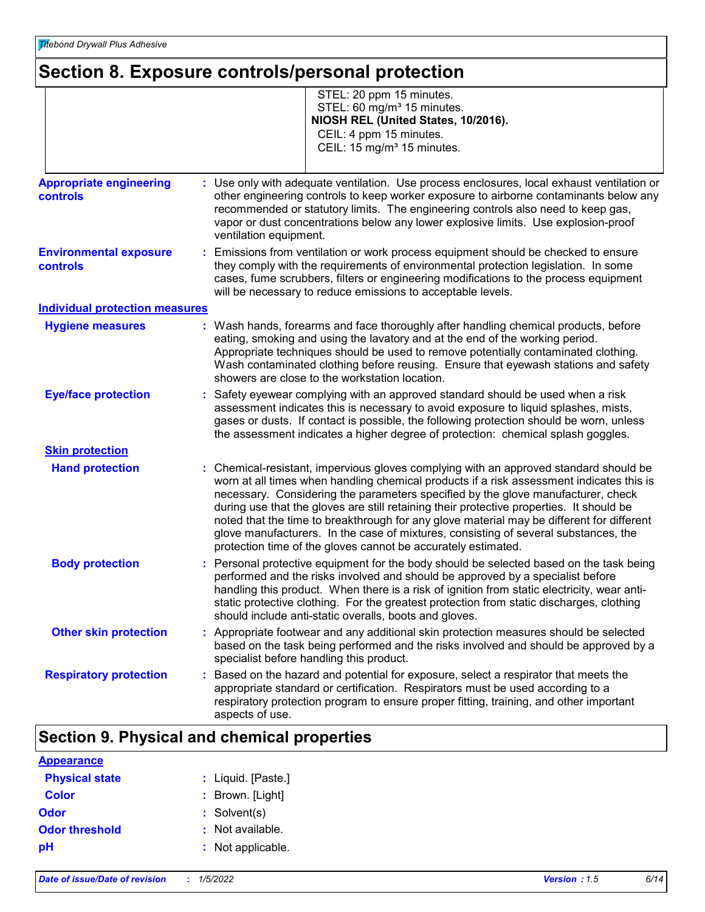## Section 8. Exposure controls/personal protection

| | |
|---|---|
| | STEL: 20 ppm 15 minutes.<br>STEL: 60 mg/m³ 15 minutes.<br>**NIOSH REL (United States, 10/2016).**<br>CEIL: 4 ppm 15 minutes.<br>CEIL: 15 mg/m³ 15 minutes. |

**Appropriate engineering controls** : Use only with adequate ventilation. Use process enclosures, local exhaust ventilation or other engineering controls to keep worker exposure to airborne contaminants below any recommended or statutory limits. The engineering controls also need to keep gas, vapor or dust concentrations below any lower explosive limits. Use explosion-proof ventilation equipment.

**Environmental exposure controls** : Emissions from ventilation or work process equipment should be checked to ensure they comply with the requirements of environmental protection legislation. In some cases, fume scrubbers, filters or engineering modifications to the process equipment will be necessary to reduce emissions to acceptable levels.

**Individual protection measures**

**Hygiene measures** : Wash hands, forearms and face thoroughly after handling chemical products, before eating, smoking and using the lavatory and at the end of the working period. Appropriate techniques should be used to remove potentially contaminated clothing. Wash contaminated clothing before reusing. Ensure that eyewash stations and safety showers are close to the workstation location.

**Eye/face protection** : Safety eyewear complying with an approved standard should be used when a risk assessment indicates this is necessary to avoid exposure to liquid splashes, mists, gases or dusts. If contact is possible, the following protection should be worn, unless the assessment indicates a higher degree of protection: chemical splash goggles.

**Skin protection**

**Hand protection** : Chemical-resistant, impervious gloves complying with an approved standard should be worn at all times when handling chemical products if a risk assessment indicates this is necessary. Considering the parameters specified by the glove manufacturer, check during use that the gloves are still retaining their protective properties. It should be noted that the time to breakthrough for any glove material may be different for different glove manufacturers. In the case of mixtures, consisting of several substances, the protection time of the gloves cannot be accurately estimated.

**Body protection** : Personal protective equipment for the body should be selected based on the task being performed and the risks involved and should be approved by a specialist before handling this product. When there is a risk of ignition from static electricity, wear anti-static protective clothing. For the greatest protection from static discharges, clothing should include anti-static overalls, boots and gloves.

**Other skin protection** : Appropriate footwear and any additional skin protection measures should be selected based on the task being performed and the risks involved and should be approved by a specialist before handling this product.

**Respiratory protection** : Based on the hazard and potential for exposure, select a respirator that meets the appropriate standard or certification. Respirators must be used according to a respiratory protection program to ensure proper fitting, training, and other important aspects of use.

## Section 9. Physical and chemical properties

**Appearance**

**Physical state** : Liquid. [Paste.]

**Color** : Brown. [Light]

**Odor** : Solvent(s)

**Odor threshold** : Not available.

**pH** : Not applicable.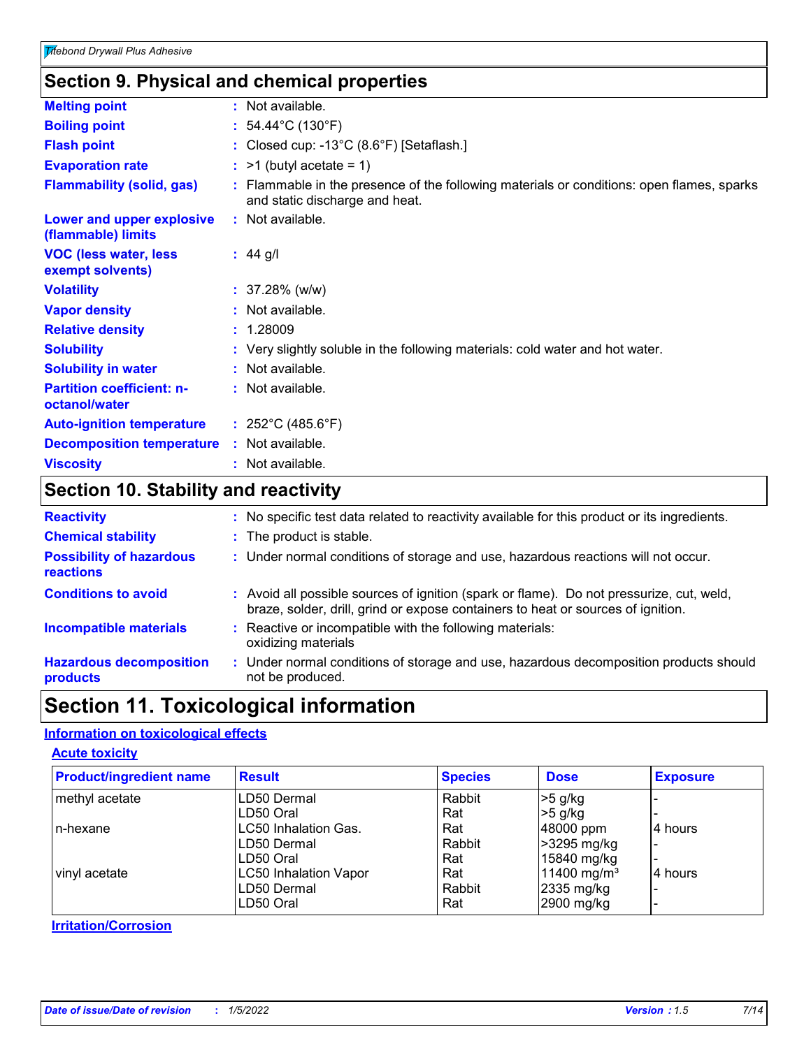## Section 9. Physical and chemical properties

| | |
|---|---|
| **Melting point** | : Not available. |
| **Boiling point** | : 54.44°C (130°F) |
| **Flash point** | : Closed cup: -13°C (8.6°F) [Setaflash.] |
| **Evaporation rate** | : >1 (butyl acetate = 1) |
| **Flammability (solid, gas)** | : Flammable in the presence of the following materials or conditions: open flames, sparks and static discharge and heat. |
| **Lower and upper explosive (flammable) limits** | : Not available. |
| **VOC (less water, less exempt solvents)** | : 44 g/l |
| **Volatility** | : 37.28% (w/w) |
| **Vapor density** | : Not available. |
| **Relative density** | : 1.28009 |
| **Solubility** | : Very slightly soluble in the following materials: cold water and hot water. |
| **Solubility in water** | : Not available. |
| **Partition coefficient: n-octanol/water** | : Not available. |
| **Auto-ignition temperature** | : 252°C (485.6°F) |
| **Decomposition temperature** | : Not available. |
| **Viscosity** | : Not available. |

## Section 10. Stability and reactivity

| | |
|---|---|
| **Reactivity** | : No specific test data related to reactivity available for this product or its ingredients. |
| **Chemical stability** | : The product is stable. |
| **Possibility of hazardous reactions** | : Under normal conditions of storage and use, hazardous reactions will not occur. |
| **Conditions to avoid** | : Avoid all possible sources of ignition (spark or flame). Do not pressurize, cut, weld, braze, solder, drill, grind or expose containers to heat or sources of ignition. |
| **Incompatible materials** | : Reactive or incompatible with the following materials: oxidizing materials |
| **Hazardous decomposition products** | : Under normal conditions of storage and use, hazardous decomposition products should not be produced. |

## Section 11. Toxicological information

### Information on toxicological effects

#### Acute toxicity

| Product/ingredient name | Result | Species | Dose | Exposure |
|---|---|---|---|---|
| methyl acetate | LD50 Dermal | Rabbit | >5 g/kg | - |
| | LD50 Oral | Rat | >5 g/kg | - |
| n-hexane | LC50 Inhalation Gas. | Rat | 48000 ppm | 4 hours |
| | LD50 Dermal | Rabbit | >3295 mg/kg | - |
| | LD50 Oral | Rat | 15840 mg/kg | - |
| vinyl acetate | LC50 Inhalation Vapor | Rat | 11400 mg/m³ | 4 hours |
| | LD50 Dermal | Rabbit | 2335 mg/kg | - |
| | LD50 Oral | Rat | 2900 mg/kg | - |

#### Irritation/Corrosion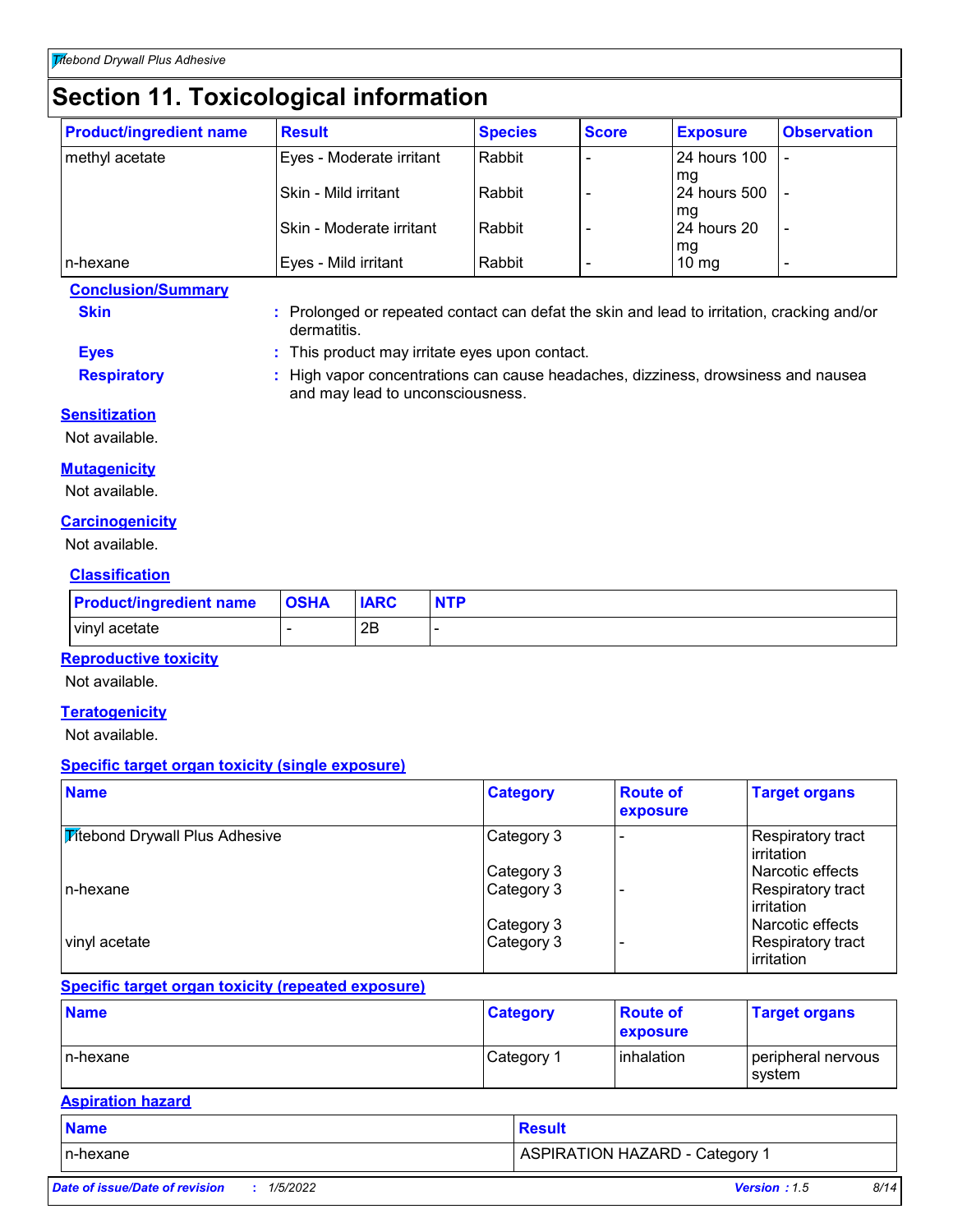# Section 11. Toxicological information

| Product/ingredient name | Result | Species | Score | Exposure | Observation |
|---|---|---|---|---|---|
| methyl acetate | Eyes - Moderate irritant | Rabbit | - | 24 hours 100 mg | - |
| | Skin - Mild irritant | Rabbit | - | 24 hours 500 mg | - |
| | Skin - Moderate irritant | Rabbit | - | 24 hours 20 mg | - |
| n-hexane | Eyes - Mild irritant | Rabbit | - | 10 mg | - |

**Conclusion/Summary**

**Skin** : Prolonged or repeated contact can defat the skin and lead to irritation, cracking and/or dermatitis.

**Eyes** : This product may irritate eyes upon contact.

**Respiratory** : High vapor concentrations can cause headaches, dizziness, drowsiness and nausea and may lead to unconsciousness.

**Sensitization**

Not available.

**Mutagenicity**

Not available.

**Carcinogenicity**

Not available.

**Classification**

| Product/ingredient name | OSHA | IARC | NTP |
|---|---|---|---|
| vinyl acetate | - | 2B | - |

**Reproductive toxicity**

Not available.

**Teratogenicity**

Not available.

**Specific target organ toxicity (single exposure)**

| Name | Category | Route of exposure | Target organs |
|---|---|---|---|
| Titebond Drywall Plus Adhesive | Category 3 | - | Respiratory tract irritation |
| | Category 3 | | Narcotic effects |
| n-hexane | Category 3 | - | Respiratory tract irritation |
| | Category 3 | | Narcotic effects |
| vinyl acetate | Category 3 | - | Respiratory tract irritation |

**Specific target organ toxicity (repeated exposure)**

| Name | Category | Route of exposure | Target organs |
|---|---|---|---|
| n-hexane | Category 1 | inhalation | peripheral nervous system |

**Aspiration hazard**

| Name | Result |
|---|---|
| n-hexane | ASPIRATION HAZARD - Category 1 |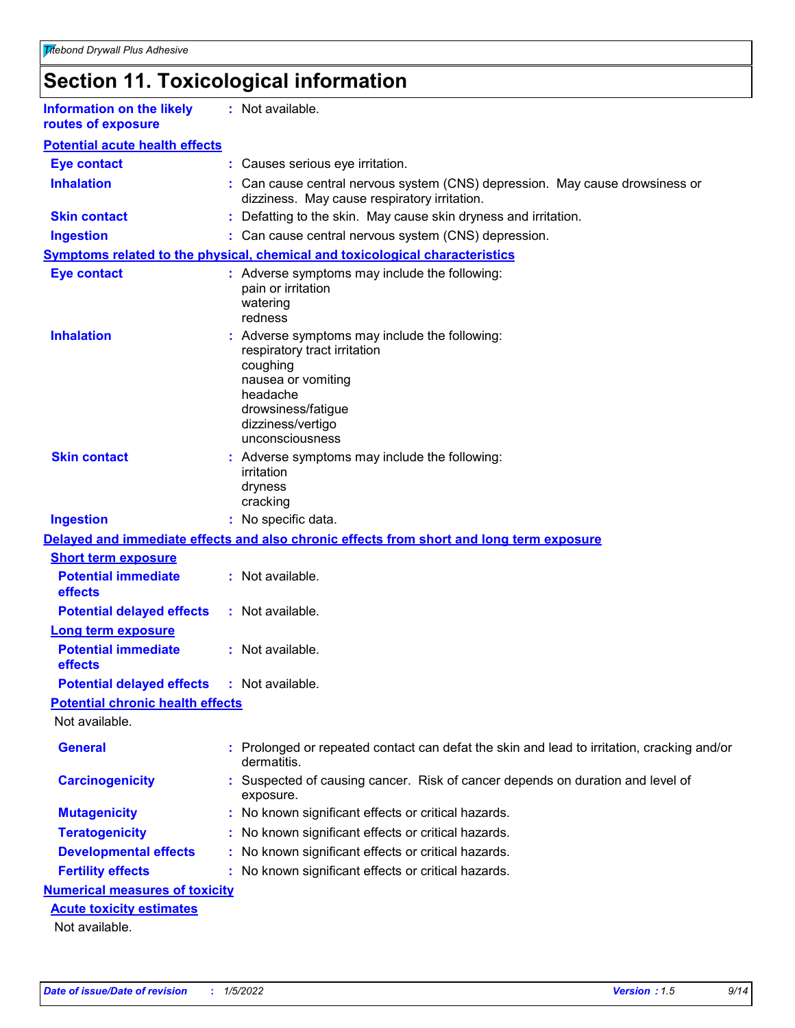# Section 11. Toxicological information

**Information on the likely routes of exposure** : Not available.

## Potential acute health effects

**Eye contact** : Causes serious eye irritation.

**Inhalation** : Can cause central nervous system (CNS) depression. May cause drowsiness or dizziness. May cause respiratory irritation.

**Skin contact** : Defatting to the skin. May cause skin dryness and irritation.

**Ingestion** : Can cause central nervous system (CNS) depression.

## Symptoms related to the physical, chemical and toxicological characteristics

**Eye contact** : Adverse symptoms may include the following:
pain or irritation
watering
redness

**Inhalation** : Adverse symptoms may include the following:
respiratory tract irritation
coughing
nausea or vomiting
headache
drowsiness/fatigue
dizziness/vertigo
unconsciousness

**Skin contact** : Adverse symptoms may include the following:
irritation
dryness
cracking

**Ingestion** : No specific data.

## Delayed and immediate effects and also chronic effects from short and long term exposure

### Short term exposure

**Potential immediate effects** : Not available.

**Potential delayed effects** : Not available.

### Long term exposure

**Potential immediate effects** : Not available.

**Potential delayed effects** : Not available.

### Potential chronic health effects

Not available.

**General** : Prolonged or repeated contact can defat the skin and lead to irritation, cracking and/or dermatitis.

**Carcinogenicity** : Suspected of causing cancer. Risk of cancer depends on duration and level of exposure.

**Mutagenicity** : No known significant effects or critical hazards.

**Teratogenicity** : No known significant effects or critical hazards.

**Developmental effects** : No known significant effects or critical hazards.

**Fertility effects** : No known significant effects or critical hazards.

## Numerical measures of toxicity

### Acute toxicity estimates

Not available.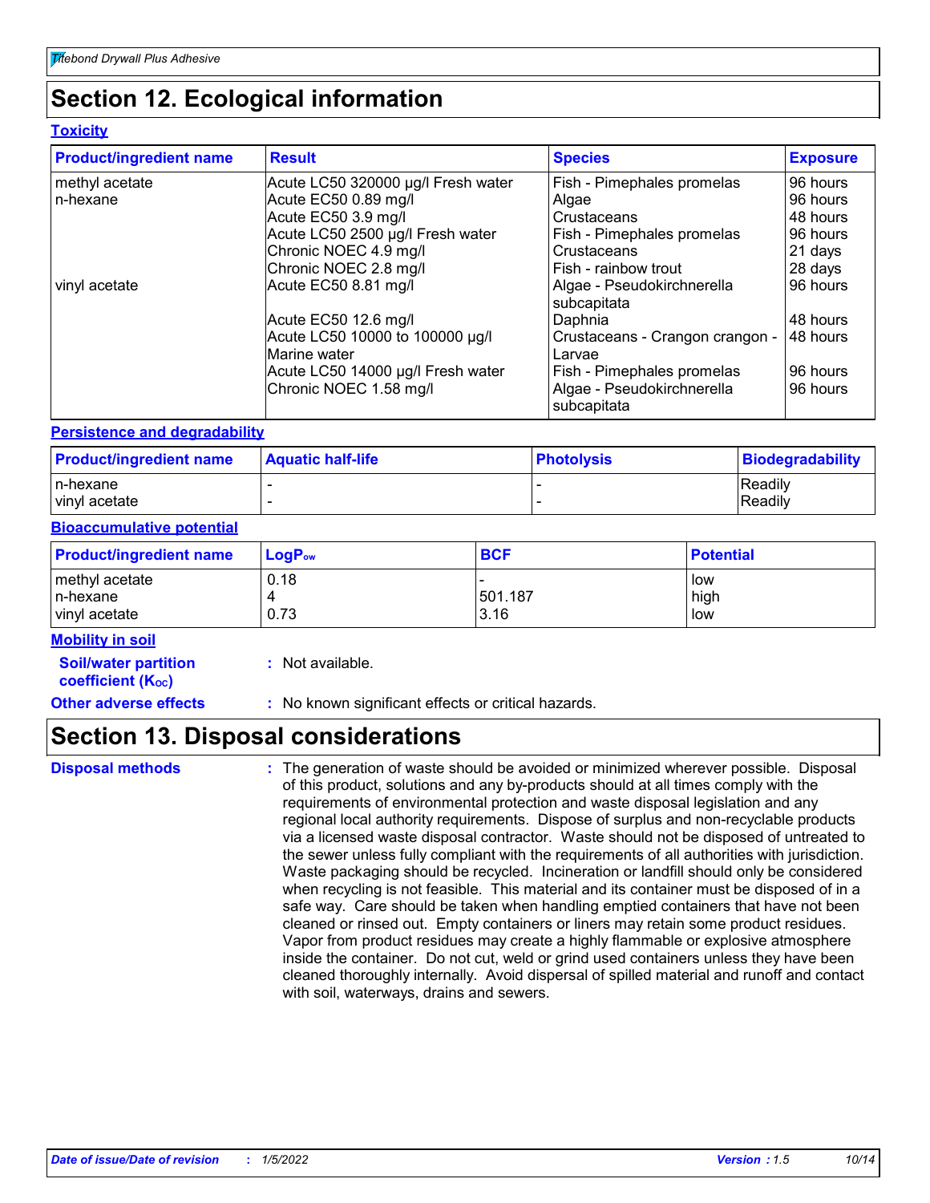# Section 12. Ecological information

### Toxicity

| Product/ingredient name | Result | Species | Exposure |
|---|---|---|---|
| methyl acetate | Acute LC50 320000 µg/l Fresh water | Fish - Pimephales promelas | 96 hours |
| n-hexane | Acute EC50 0.89 mg/l | Algae | 96 hours |
| | Acute EC50 3.9 mg/l | Crustaceans | 48 hours |
| | Acute LC50 2500 µg/l Fresh water | Fish - Pimephales promelas | 96 hours |
| | Chronic NOEC 4.9 mg/l | Crustaceans | 21 days |
| | Chronic NOEC 2.8 mg/l | Fish - rainbow trout | 28 days |
| vinyl acetate | Acute EC50 8.81 mg/l | Algae - Pseudokirchnerella subcapitata | 96 hours |
| | Acute EC50 12.6 mg/l | Daphnia | 48 hours |
| | Acute LC50 10000 to 100000 µg/l Marine water | Crustaceans - Crangon crangon - Larvae | 48 hours |
| | Acute LC50 14000 µg/l Fresh water | Fish - Pimephales promelas | 96 hours |
| | Chronic NOEC 1.58 mg/l | Algae - Pseudokirchnerella subcapitata | 96 hours |

### Persistence and degradability

| Product/ingredient name | Aquatic half-life | Photolysis | Biodegradability |
|---|---|---|---|
| n-hexane | - | - | Readily |
| vinyl acetate | - | - | Readily |

### Bioaccumulative potential

| Product/ingredient name | $LogP_{ow}$ | BCF | Potential |
|---|---|---|---|
| methyl acetate | 0.18 | - | low |
| n-hexane | 4 | 501.187 | high |
| vinyl acetate | 0.73 | 3.16 | low |

### Mobility in soil

**Soil/water partition coefficient ($K_{OC}$)** : Not available.

**Other adverse effects** : No known significant effects or critical hazards.

# Section 13. Disposal considerations

**Disposal methods** : The generation of waste should be avoided or minimized wherever possible. Disposal of this product, solutions and any by-products should at all times comply with the requirements of environmental protection and waste disposal legislation and any regional local authority requirements. Dispose of surplus and non-recyclable products via a licensed waste disposal contractor. Waste should not be disposed of untreated to the sewer unless fully compliant with the requirements of all authorities with jurisdiction. Waste packaging should be recycled. Incineration or landfill should only be considered when recycling is not feasible. This material and its container must be disposed of in a safe way. Care should be taken when handling emptied containers that have not been cleaned or rinsed out. Empty containers or liners may retain some product residues. Vapor from product residues may create a highly flammable or explosive atmosphere inside the container. Do not cut, weld or grind used containers unless they have been cleaned thoroughly internally. Avoid dispersal of spilled material and runoff and contact with soil, waterways, drains and sewers.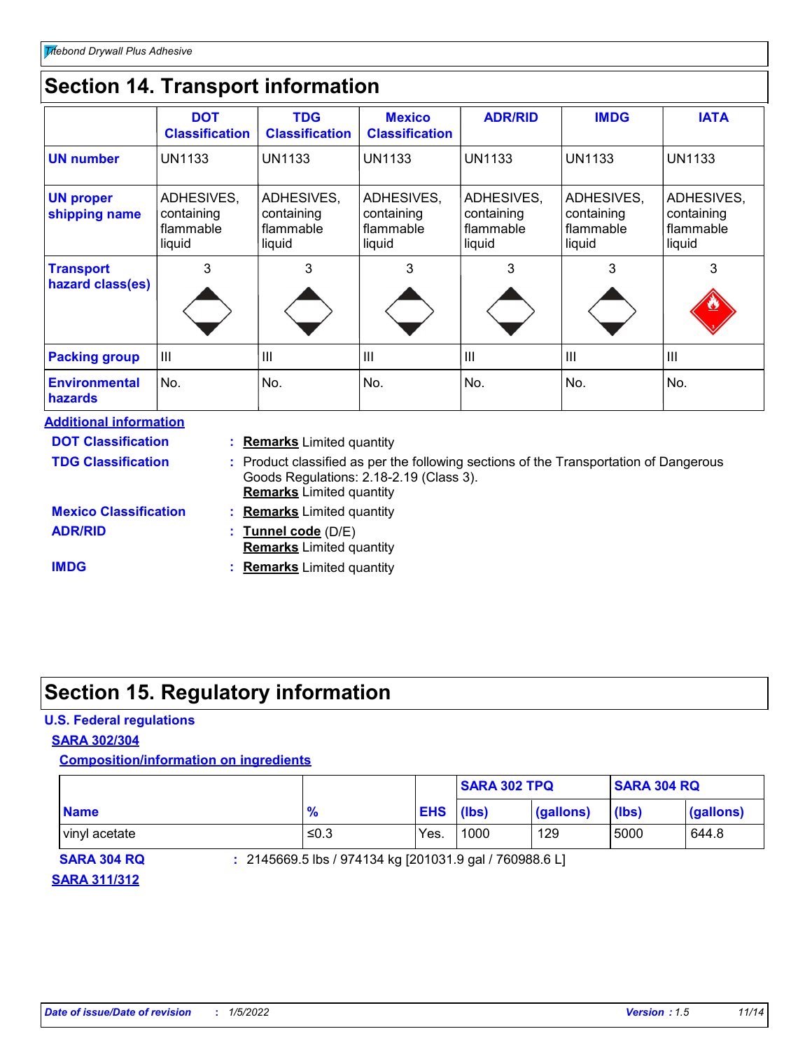## Section 14. Transport information

| | DOT Classification | TDG Classification | Mexico Classification | ADR/RID | IMDG | IATA |
|---|---|---|---|---|---|---|
| **UN number** | UN1133 | UN1133 | UN1133 | UN1133 | UN1133 | UN1133 |
| **UN proper shipping name** | ADHESIVES, containing flammable liquid | ADHESIVES, containing flammable liquid | ADHESIVES, containing flammable liquid | ADHESIVES, containing flammable liquid | ADHESIVES, containing flammable liquid | ADHESIVES, containing flammable liquid |
| **Transport hazard class(es)** | 3 | 3 | 3 | 3 | 3 | 3 |
| **Packing group** | III | III | III | III | III | III |
| **Environmental hazards** | No. | No. | No. | No. | No. | No. |

**Additional information**

**DOT Classification** : **Remarks** Limited quantity

**TDG Classification** : Product classified as per the following sections of the Transportation of Dangerous Goods Regulations: 2.18-2.19 (Class 3).
**Remarks** Limited quantity

**Mexico Classification** : **Remarks** Limited quantity

**ADR/RID** : **Tunnel code** (D/E)
**Remarks** Limited quantity

**IMDG** : **Remarks** Limited quantity

## Section 15. Regulatory information

**U.S. Federal regulations**

**SARA 302/304**

**Composition/information on ingredients**

| | | | SARA 302 TPQ | | SARA 304 RQ | |
|---|---|---|---|---|---|---|
| **Name** | **%** | **EHS** | **(lbs)** | **(gallons)** | **(lbs)** | **(gallons)** |
| vinyl acetate | ≤0.3 | Yes. | 1000 | 129 | 5000 | 644.8 |

**SARA 304 RQ** : 2145669.5 lbs / 974134 kg [201031.9 gal / 760988.6 L]

**SARA 311/312**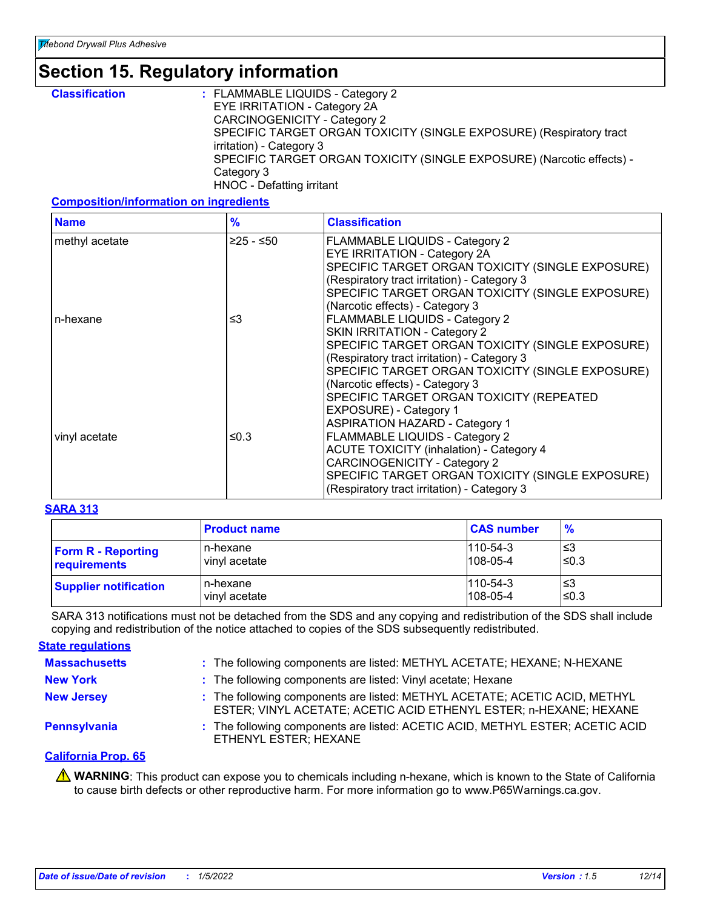## Section 15. Regulatory information

**Classification** : FLAMMABLE LIQUIDS - Category 2
EYE IRRITATION - Category 2A
CARCINOGENICITY - Category 2
SPECIFIC TARGET ORGAN TOXICITY (SINGLE EXPOSURE) (Respiratory tract irritation) - Category 3
SPECIFIC TARGET ORGAN TOXICITY (SINGLE EXPOSURE) (Narcotic effects) - Category 3
HNOC - Defatting irritant

**Composition/information on ingredients**

| Name | % | Classification |
|---|---|---|
| methyl acetate | ≥25 - ≤50 | FLAMMABLE LIQUIDS - Category 2<br>EYE IRRITATION - Category 2A<br>SPECIFIC TARGET ORGAN TOXICITY (SINGLE EXPOSURE) (Respiratory tract irritation) - Category 3<br>SPECIFIC TARGET ORGAN TOXICITY (SINGLE EXPOSURE) (Narcotic effects) - Category 3 |
| n-hexane | ≤3 | FLAMMABLE LIQUIDS - Category 2<br>SKIN IRRITATION - Category 2<br>SPECIFIC TARGET ORGAN TOXICITY (SINGLE EXPOSURE) (Respiratory tract irritation) - Category 3<br>SPECIFIC TARGET ORGAN TOXICITY (SINGLE EXPOSURE) (Narcotic effects) - Category 3<br>SPECIFIC TARGET ORGAN TOXICITY (REPEATED EXPOSURE) - Category 1<br>ASPIRATION HAZARD - Category 1 |
| vinyl acetate | ≤0.3 | FLAMMABLE LIQUIDS - Category 2<br>ACUTE TOXICITY (inhalation) - Category 4<br>CARCINOGENICITY - Category 2<br>SPECIFIC TARGET ORGAN TOXICITY (SINGLE EXPOSURE) (Respiratory tract irritation) - Category 3 |

**SARA 313**

| | Product name | CAS number | % |
|---|---|---|---|
| **Form R - Reporting requirements** | n-hexane<br>vinyl acetate | 110-54-3<br>108-05-4 | ≤3<br>≤0.3 |
| **Supplier notification** | n-hexane<br>vinyl acetate | 110-54-3<br>108-05-4 | ≤3<br>≤0.3 |

SARA 313 notifications must not be detached from the SDS and any copying and redistribution of the SDS shall include copying and redistribution of the notice attached to copies of the SDS subsequently redistributed.

**State regulations**

**Massachusetts** : The following components are listed: METHYL ACETATE; HEXANE; N-HEXANE

**New York** : The following components are listed: Vinyl acetate; Hexane

**New Jersey** : The following components are listed: METHYL ACETATE; ACETIC ACID, METHYL ESTER; VINYL ACETATE; ACETIC ACID ETHENYL ESTER; n-HEXANE; HEXANE

**Pennsylvania** : The following components are listed: ACETIC ACID, METHYL ESTER; ACETIC ACID ETHENYL ESTER; HEXANE

**California Prop. 65**

⚠ **WARNING**: This product can expose you to chemicals including n-hexane, which is known to the State of California to cause birth defects or other reproductive harm. For more information go to www.P65Warnings.ca.gov.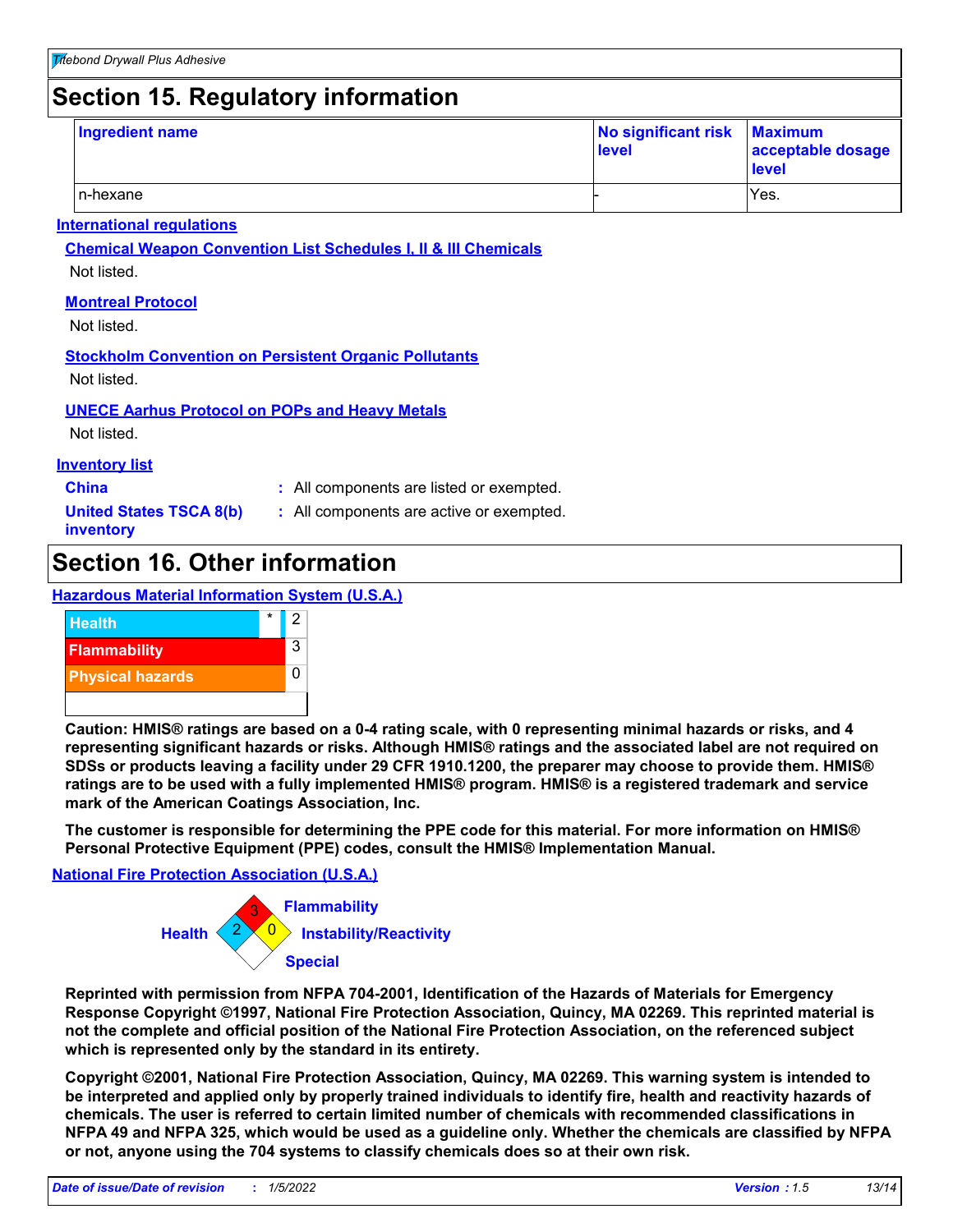# Section 15. Regulatory information

| Ingredient name | No significant risk level | Maximum acceptable dosage level |
|---|---|---|
| n-hexane | - | Yes. |

**International regulations**

**Chemical Weapon Convention List Schedules I, II & III Chemicals**

Not listed.

**Montreal Protocol**

Not listed.

**Stockholm Convention on Persistent Organic Pollutants**

Not listed.

**UNECE Aarhus Protocol on POPs and Heavy Metals**

Not listed.

**Inventory list**

**China** : All components are listed or exempted.

**United States TSCA 8(b) inventory** : All components are active or exempted.

# Section 16. Other information

**Hazardous Material Information System (U.S.A.)**

| | | |
|---|---|---|
| Health | * | 2 |
| Flammability | | 3 |
| Physical hazards | | 0 |

**Caution: HMIS® ratings are based on a 0-4 rating scale, with 0 representing minimal hazards or risks, and 4 representing significant hazards or risks. Although HMIS® ratings and the associated label are not required on SDSs or products leaving a facility under 29 CFR 1910.1200, the preparer may choose to provide them. HMIS® ratings are to be used with a fully implemented HMIS® program. HMIS® is a registered trademark and service mark of the American Coatings Association, Inc.**

**The customer is responsible for determining the PPE code for this material. For more information on HMIS® Personal Protective Equipment (PPE) codes, consult the HMIS® Implementation Manual.**

**National Fire Protection Association (U.S.A.)**

Health: 2
Flammability: 3
Instability/Reactivity: 0
Special:

**Reprinted with permission from NFPA 704-2001, Identification of the Hazards of Materials for Emergency Response Copyright ©1997, National Fire Protection Association, Quincy, MA 02269. This reprinted material is not the complete and official position of the National Fire Protection Association, on the referenced subject which is represented only by the standard in its entirety.**

**Copyright ©2001, National Fire Protection Association, Quincy, MA 02269. This warning system is intended to be interpreted and applied only by properly trained individuals to identify fire, health and reactivity hazards of chemicals. The user is referred to certain limited number of chemicals with recommended classifications in NFPA 49 and NFPA 325, which would be used as a guideline only. Whether the chemicals are classified by NFPA or not, anyone using the 704 systems to classify chemicals does so at their own risk.**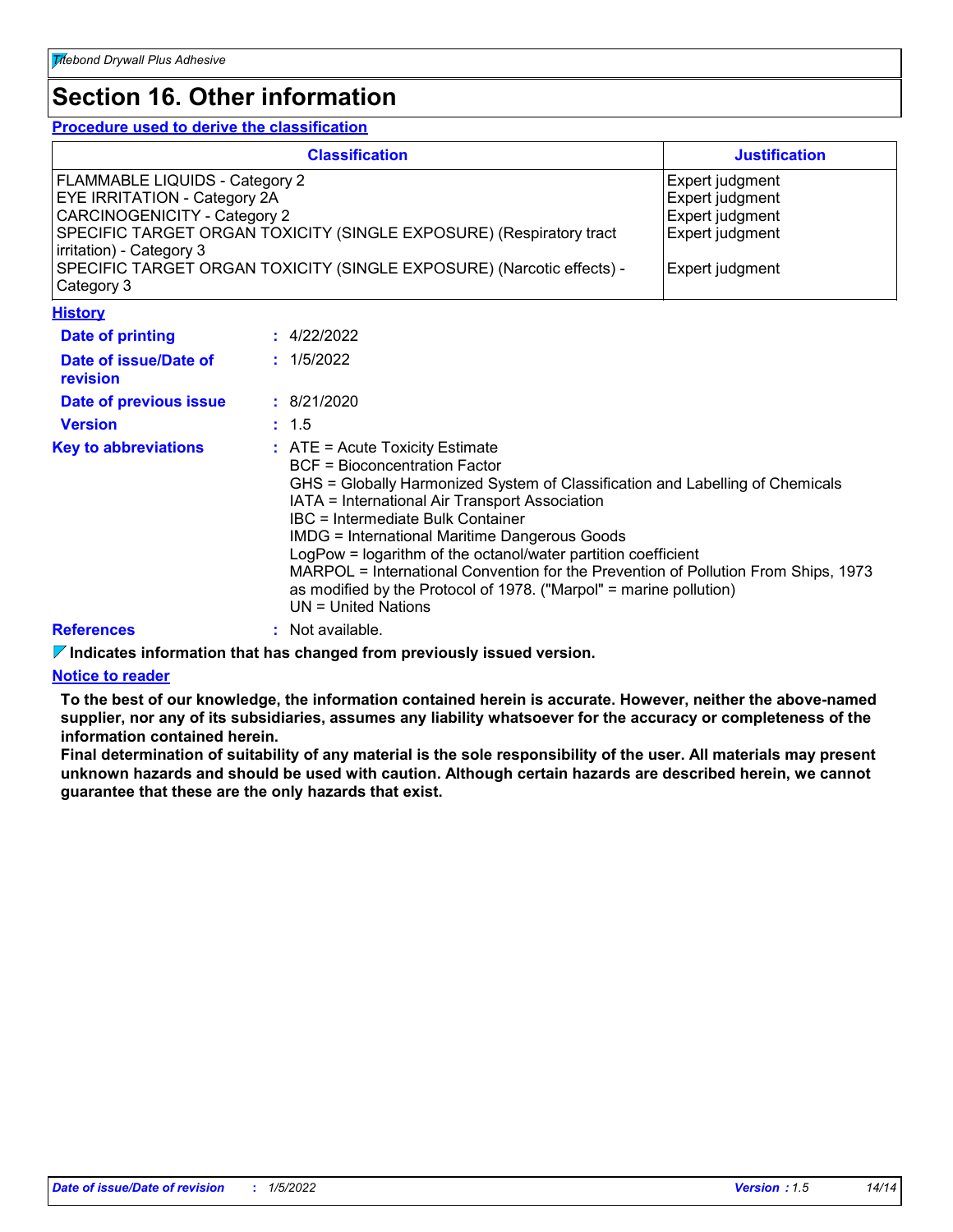# Section 16. Other information

**Procedure used to derive the classification**

| Classification | Justification |
| --- | --- |
| FLAMMABLE LIQUIDS - Category 2 | Expert judgment |
| EYE IRRITATION - Category 2A | Expert judgment |
| CARCINOGENICITY - Category 2 | Expert judgment |
| SPECIFIC TARGET ORGAN TOXICITY (SINGLE EXPOSURE) (Respiratory tract irritation) - Category 3 | Expert judgment |
| SPECIFIC TARGET ORGAN TOXICITY (SINGLE EXPOSURE) (Narcotic effects) - Category 3 | Expert judgment |

**History**

**Date of printing** : 4/22/2022

**Date of issue/Date of revision** : 1/5/2022

**Date of previous issue** : 8/21/2020

**Version** : 1.5

**Key to abbreviations** :
ATE = Acute Toxicity Estimate
BCF = Bioconcentration Factor
GHS = Globally Harmonized System of Classification and Labelling of Chemicals
IATA = International Air Transport Association
IBC = Intermediate Bulk Container
IMDG = International Maritime Dangerous Goods
LogPow = logarithm of the octanol/water partition coefficient
MARPOL = International Convention for the Prevention of Pollution From Ships, 1973 as modified by the Protocol of 1978. ("Marpol" = marine pollution)
UN = United Nations

**References** : Not available.

**Indicates information that has changed from previously issued version.**

**Notice to reader**

**To the best of our knowledge, the information contained herein is accurate. However, neither the above-named supplier, nor any of its subsidiaries, assumes any liability whatsoever for the accuracy or completeness of the information contained herein.**

**Final determination of suitability of any material is the sole responsibility of the user. All materials may present unknown hazards and should be used with caution. Although certain hazards are described herein, we cannot guarantee that these are the only hazards that exist.**